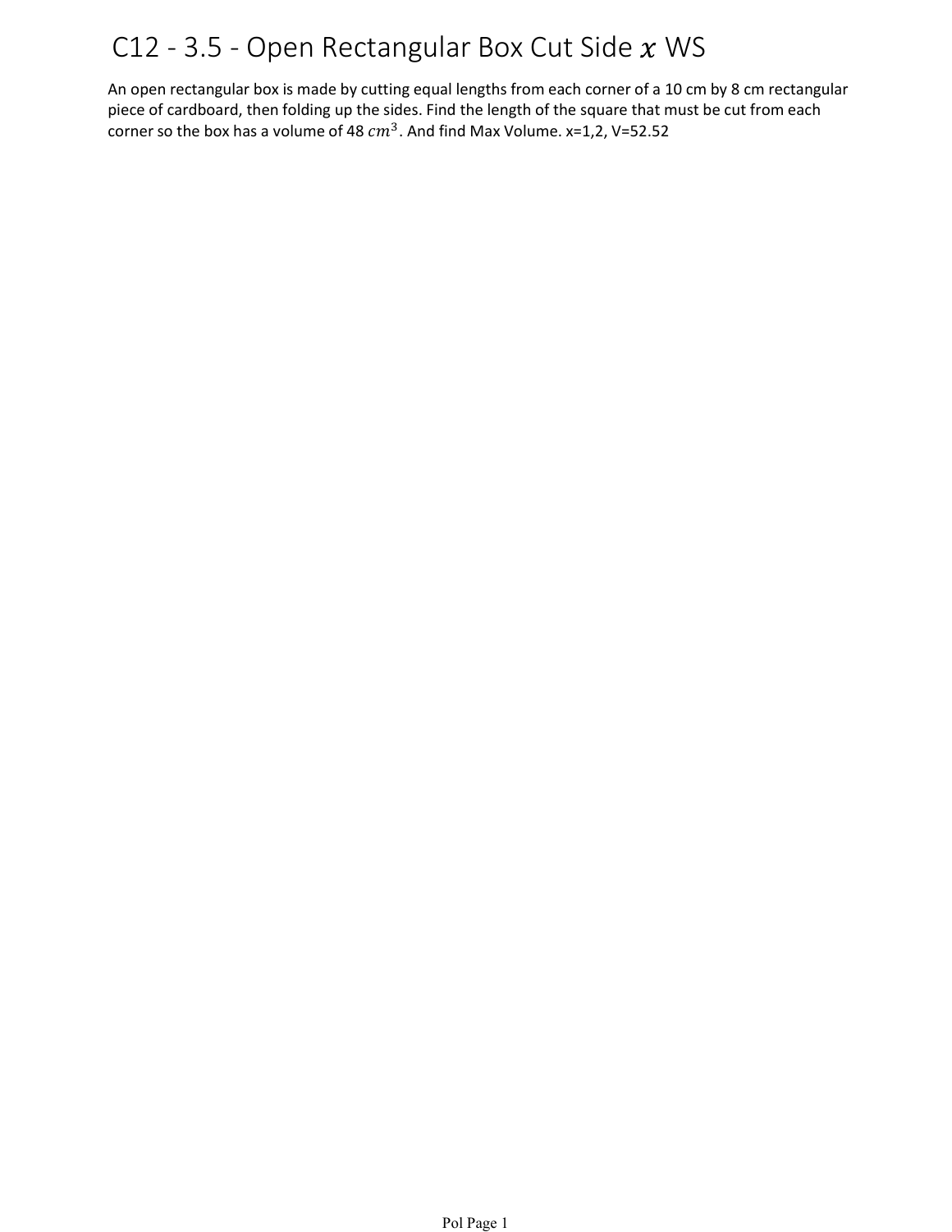# C12 - 3.5 - Open Rectangular Box Cut Side $x$ WS

An open rectangular box is made by cutting equal lengths from each corner of a 10 cm by 8 cm rectangular piece of cardboard, then folding up the sides. Find the length of the square that must be cut from each corner so the box has a volume of 48 $cm^3$. And find Max Volume. x=1,2, V=52.52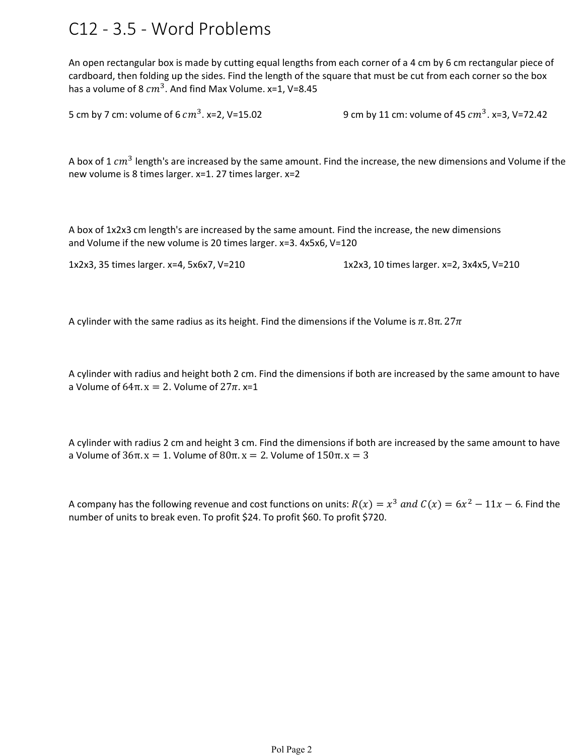# C12 - 3.5 - Word Problems

An open rectangular box is made by cutting equal lengths from each corner of a 4 cm by 6 cm rectangular piece of cardboard, then folding up the sides. Find the length of the square that must be cut from each corner so the box has a volume of 8 $cm^3$. And find Max Volume. x=1, V=8.45

5 cm by 7 cm: volume of 6 $cm^3$. x=2, V=15.02

9 cm by 11 cm: volume of 45 $cm^3$. x=3, V=72.42

A box of 1 $cm^3$ length's are increased by the same amount. Find the increase, the new dimensions and Volume if the new volume is 8 times larger. x=1. 27 times larger. x=2

A box of 1x2x3 cm length's are increased by the same amount. Find the increase, the new dimensions and Volume if the new volume is 20 times larger. x=3. 4x5x6, V=120

1x2x3, 35 times larger. x=4, 5x6x7, V=210

1x2x3, 10 times larger. x=2, 3x4x5, V=210

A cylinder with the same radius as its height. Find the dimensions if the Volume is $\pi$. $8\pi$. $27\pi$

A cylinder with radius and height both 2 cm. Find the dimensions if both are increased by the same amount to have a Volume of $64\pi$. $x = 2$. Volume of $27\pi$. x=1

A cylinder with radius 2 cm and height 3 cm. Find the dimensions if both are increased by the same amount to have a Volume of $36\pi$. $x = 1$. Volume of $80\pi$. $x = 2$. Volume of $150\pi$. $x = 3$

A company has the following revenue and cost functions on units: $R(x) = x^3$ $and$ $C(x) = 6x^2 - 11x - 6$. Find the number of units to break even. To profit \$24. To profit \$60. To profit \$720.